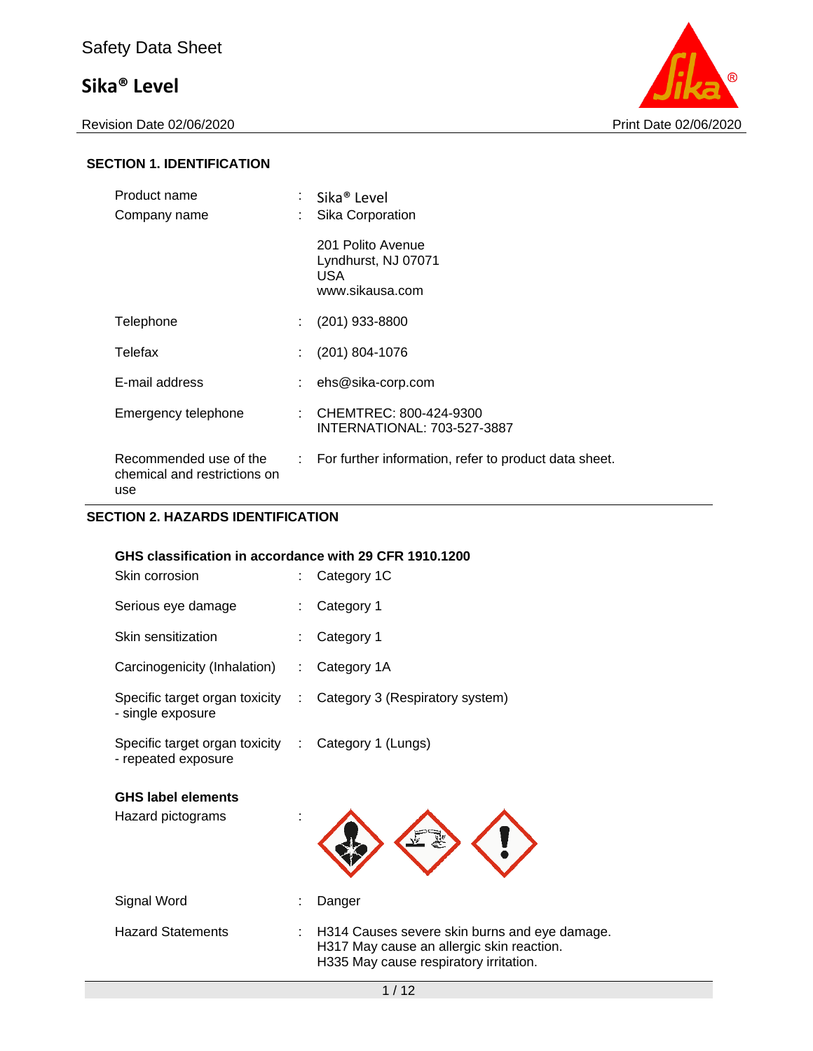# Safety Data Sheet

## Sika® Level

Revision Date 02/06/2020 Print Date 02/06/2020

### SECTION 1. IDENTIFICATION

| | | |
|---|---|---|
| Product name | : | Sika® Level |
| Company name | : | Sika Corporation<br><br>201 Polito Avenue<br>Lyndhurst, NJ 07071<br>USA<br>www.sikausa.com |
| Telephone | : | (201) 933-8800 |
| Telefax | : | (201) 804-1076 |
| E-mail address | : | ehs@sika-corp.com |
| Emergency telephone | : | CHEMTREC: 800-424-9300<br>INTERNATIONAL: 703-527-3887 |
| Recommended use of the chemical and restrictions on use | : | For further information, refer to product data sheet. |

### SECTION 2. HAZARDS IDENTIFICATION

**GHS classification in accordance with 29 CFR 1910.1200**

| | | |
|---|---|---|
| Skin corrosion | : | Category 1C |
| Serious eye damage | : | Category 1 |
| Skin sensitization | : | Category 1 |
| Carcinogenicity (Inhalation) | : | Category 1A |
| Specific target organ toxicity - single exposure | : | Category 3 (Respiratory system) |
| Specific target organ toxicity - repeated exposure | : | Category 1 (Lungs) |

**GHS label elements**

| | | |
|---|---|---|
| Hazard pictograms | : | |
| Signal Word | : | Danger |
| Hazard Statements | : | H314 Causes severe skin burns and eye damage.<br>H317 May cause an allergic skin reaction.<br>H335 May cause respiratory irritation. |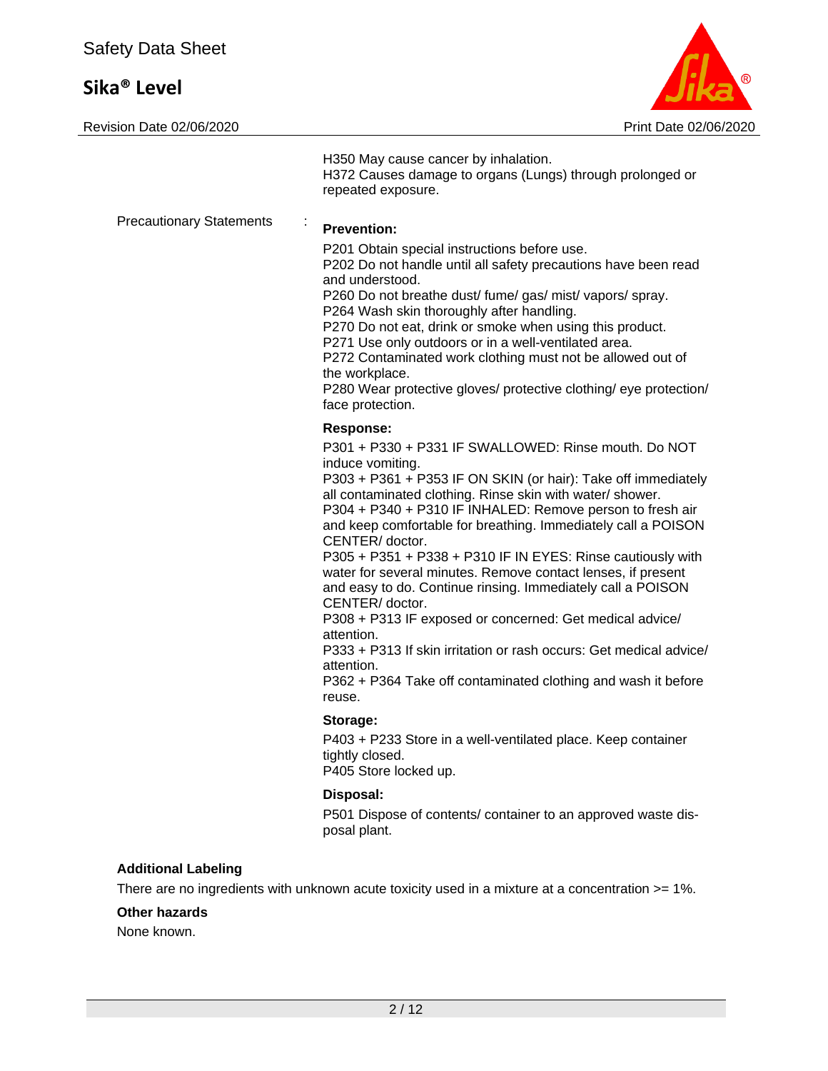H350 May cause cancer by inhalation.
H372 Causes damage to organs (Lungs) through prolonged or repeated exposure.

Precautionary Statements :

**Prevention:**

P201 Obtain special instructions before use.
P202 Do not handle until all safety precautions have been read and understood.
P260 Do not breathe dust/ fume/ gas/ mist/ vapors/ spray.
P264 Wash skin thoroughly after handling.
P270 Do not eat, drink or smoke when using this product.
P271 Use only outdoors or in a well-ventilated area.
P272 Contaminated work clothing must not be allowed out of the workplace.
P280 Wear protective gloves/ protective clothing/ eye protection/ face protection.

**Response:**

P301 + P330 + P331 IF SWALLOWED: Rinse mouth. Do NOT induce vomiting.
P303 + P361 + P353 IF ON SKIN (or hair): Take off immediately all contaminated clothing. Rinse skin with water/ shower.
P304 + P340 + P310 IF INHALED: Remove person to fresh air and keep comfortable for breathing. Immediately call a POISON CENTER/ doctor.
P305 + P351 + P338 + P310 IF IN EYES: Rinse cautiously with water for several minutes. Remove contact lenses, if present and easy to do. Continue rinsing. Immediately call a POISON CENTER/ doctor.
P308 + P313 IF exposed or concerned: Get medical advice/ attention.
P333 + P313 If skin irritation or rash occurs: Get medical advice/ attention.
P362 + P364 Take off contaminated clothing and wash it before reuse.

**Storage:**

P403 + P233 Store in a well-ventilated place. Keep container tightly closed.
P405 Store locked up.

**Disposal:**

P501 Dispose of contents/ container to an approved waste disposal plant.

**Additional Labeling**

There are no ingredients with unknown acute toxicity used in a mixture at a concentration >= 1%.

**Other hazards**

None known.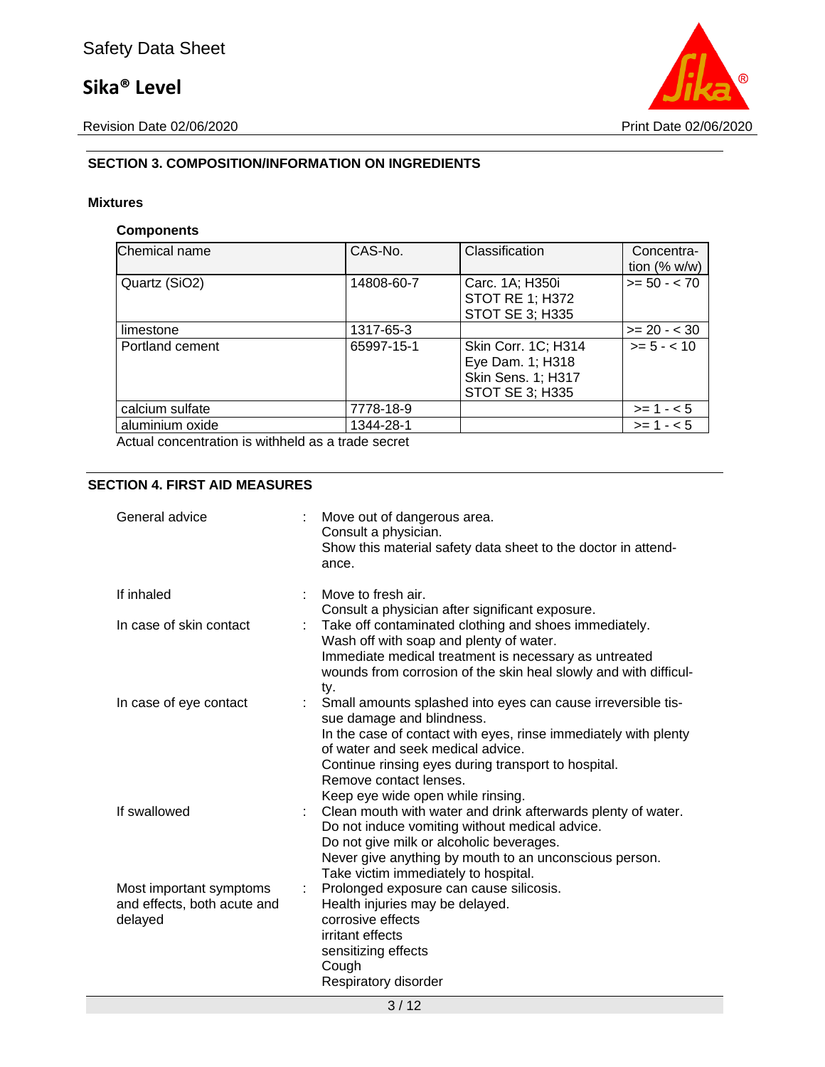## SECTION 3. COMPOSITION/INFORMATION ON INGREDIENTS

### Mixtures

**Components**

| Chemical name | CAS-No. | Classification | Concentration (% w/w) |
|---|---|---|---|
| Quartz (SiO2) | 14808-60-7 | Carc. 1A; H350i<br>STOT RE 1; H372<br>STOT SE 3; H335 | >= 50 - < 70 |
| limestone | 1317-65-3 | | >= 20 - < 30 |
| Portland cement | 65997-15-1 | Skin Corr. 1C; H314<br>Eye Dam. 1; H318<br>Skin Sens. 1; H317<br>STOT SE 3; H335 | >= 5 - < 10 |
| calcium sulfate | 7778-18-9 | | >= 1 - < 5 |
| aluminium oxide | 1344-28-1 | | >= 1 - < 5 |

Actual concentration is withheld as a trade secret

## SECTION 4. FIRST AID MEASURES

General advice : Move out of dangerous area.
Consult a physician.
Show this material safety data sheet to the doctor in attendance.

If inhaled : Move to fresh air.
Consult a physician after significant exposure.

In case of skin contact : Take off contaminated clothing and shoes immediately.
Wash off with soap and plenty of water.
Immediate medical treatment is necessary as untreated wounds from corrosion of the skin heal slowly and with difficulty.

In case of eye contact : Small amounts splashed into eyes can cause irreversible tissue damage and blindness.
In the case of contact with eyes, rinse immediately with plenty of water and seek medical advice.
Continue rinsing eyes during transport to hospital.
Remove contact lenses.
Keep eye wide open while rinsing.

If swallowed : Clean mouth with water and drink afterwards plenty of water.
Do not induce vomiting without medical advice.
Do not give milk or alcoholic beverages.
Never give anything by mouth to an unconscious person.
Take victim immediately to hospital.

Most important symptoms and effects, both acute and delayed : Prolonged exposure can cause silicosis.
Health injuries may be delayed.
corrosive effects
irritant effects
sensitizing effects
Cough
Respiratory disorder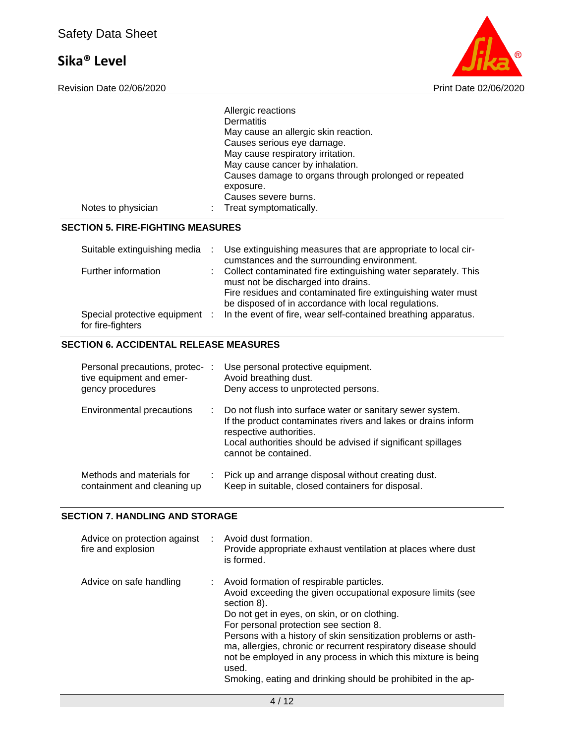Allergic reactions
Dermatitis
May cause an allergic skin reaction.
Causes serious eye damage.
May cause respiratory irritation.
May cause cancer by inhalation.
Causes damage to organs through prolonged or repeated exposure.
Causes severe burns.

Notes to physician : Treat symptomatically.

## SECTION 5. FIRE-FIGHTING MEASURES

| | |
|---|---|
| Suitable extinguishing media | : Use extinguishing measures that are appropriate to local circumstances and the surrounding environment. |
| Further information | : Collect contaminated fire extinguishing water separately. This must not be discharged into drains.<br>Fire residues and contaminated fire extinguishing water must be disposed of in accordance with local regulations. |
| Special protective equipment for fire-fighters | : In the event of fire, wear self-contained breathing apparatus. |

## SECTION 6. ACCIDENTAL RELEASE MEASURES

| | |
|---|---|
| Personal precautions, protective equipment and emergency procedures | : Use personal protective equipment.<br>Avoid breathing dust.<br>Deny access to unprotected persons. |
| Environmental precautions | : Do not flush into surface water or sanitary sewer system.<br>If the product contaminates rivers and lakes or drains inform respective authorities.<br>Local authorities should be advised if significant spillages cannot be contained. |
| Methods and materials for containment and cleaning up | : Pick up and arrange disposal without creating dust.<br>Keep in suitable, closed containers for disposal. |

## SECTION 7. HANDLING AND STORAGE

| | |
|---|---|
| Advice on protection against fire and explosion | : Avoid dust formation.<br>Provide appropriate exhaust ventilation at places where dust is formed. |
| Advice on safe handling | : Avoid formation of respirable particles.<br>Avoid exceeding the given occupational exposure limits (see section 8).<br>Do not get in eyes, on skin, or on clothing.<br>For personal protection see section 8.<br>Persons with a history of skin sensitization problems or asthma, allergies, chronic or recurrent respiratory disease should not be employed in any process in which this mixture is being used.<br>Smoking, eating and drinking should be prohibited in the ap- |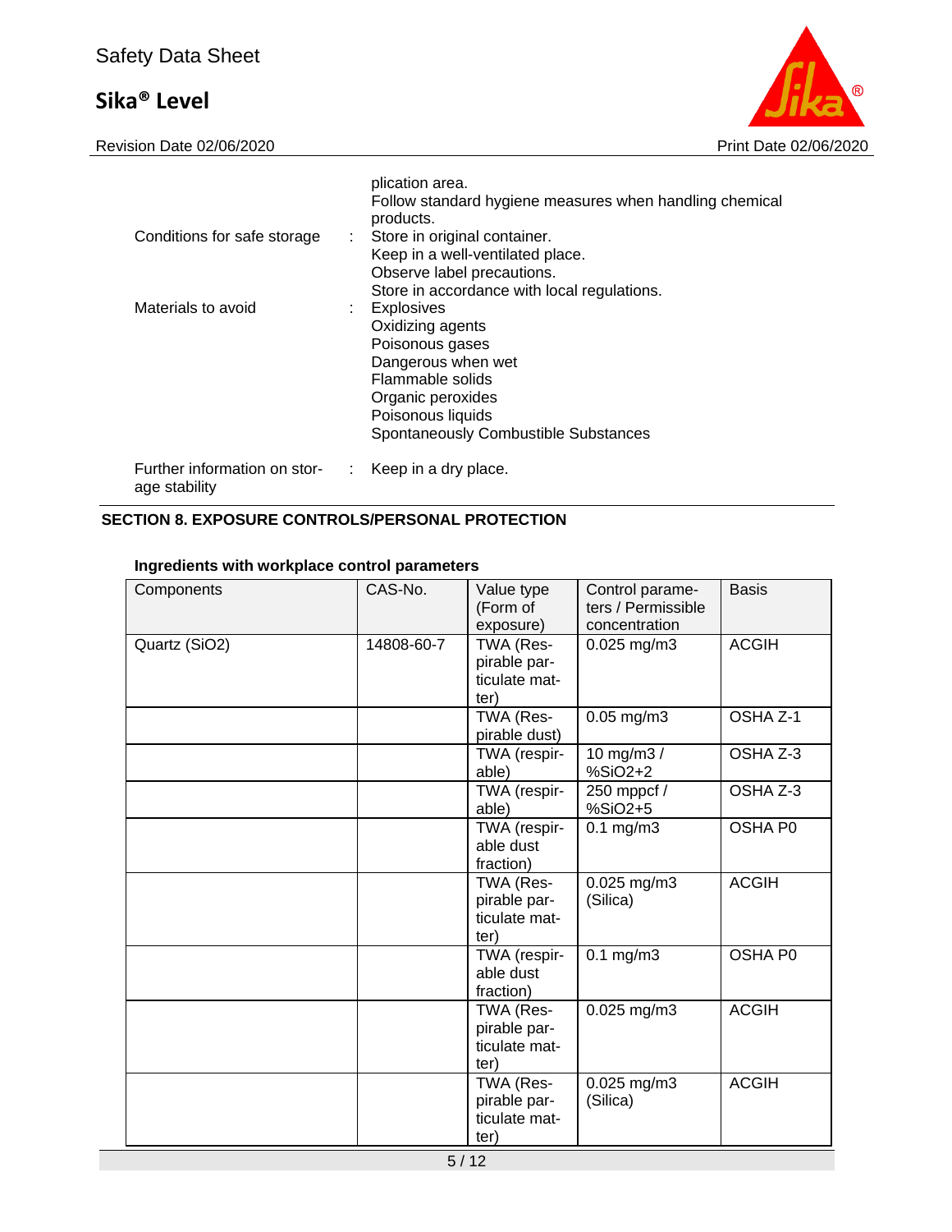plication area.
Follow standard hygiene measures when handling chemical products.

Conditions for safe storage : Store in original container.
Keep in a well-ventilated place.
Observe label precautions.
Store in accordance with local regulations.

Materials to avoid : Explosives
Oxidizing agents
Poisonous gases
Dangerous when wet
Flammable solids
Organic peroxides
Poisonous liquids
Spontaneously Combustible Substances

Further information on storage stability : Keep in a dry place.

## SECTION 8. EXPOSURE CONTROLS/PERSONAL PROTECTION

### Ingredients with workplace control parameters

| Components | CAS-No. | Value type (Form of exposure) | Control parameters / Permissible concentration | Basis |
|---|---|---|---|---|
| Quartz ($SiO_2$) | 14808-60-7 | TWA (Respirable particulate matter) | 0.025 mg/m3 | ACGIH |
| | | TWA (Respirable dust) | 0.05 mg/m3 | OSHA Z-1 |
| | | TWA (respirable) | 10 mg/m3 / %SiO2+2 | OSHA Z-3 |
| | | TWA (respirable) | 250 mppcf / %SiO2+5 | OSHA Z-3 |
| | | TWA (respirable dust fraction) | 0.1 mg/m3 | OSHA P0 |
| | | TWA (Respirable particulate matter) | 0.025 mg/m3 (Silica) | ACGIH |
| | | TWA (respirable dust fraction) | 0.1 mg/m3 | OSHA P0 |
| | | TWA (Respirable particulate matter) | 0.025 mg/m3 | ACGIH |
| | | TWA (Respirable particulate matter) | 0.025 mg/m3 (Silica) | ACGIH |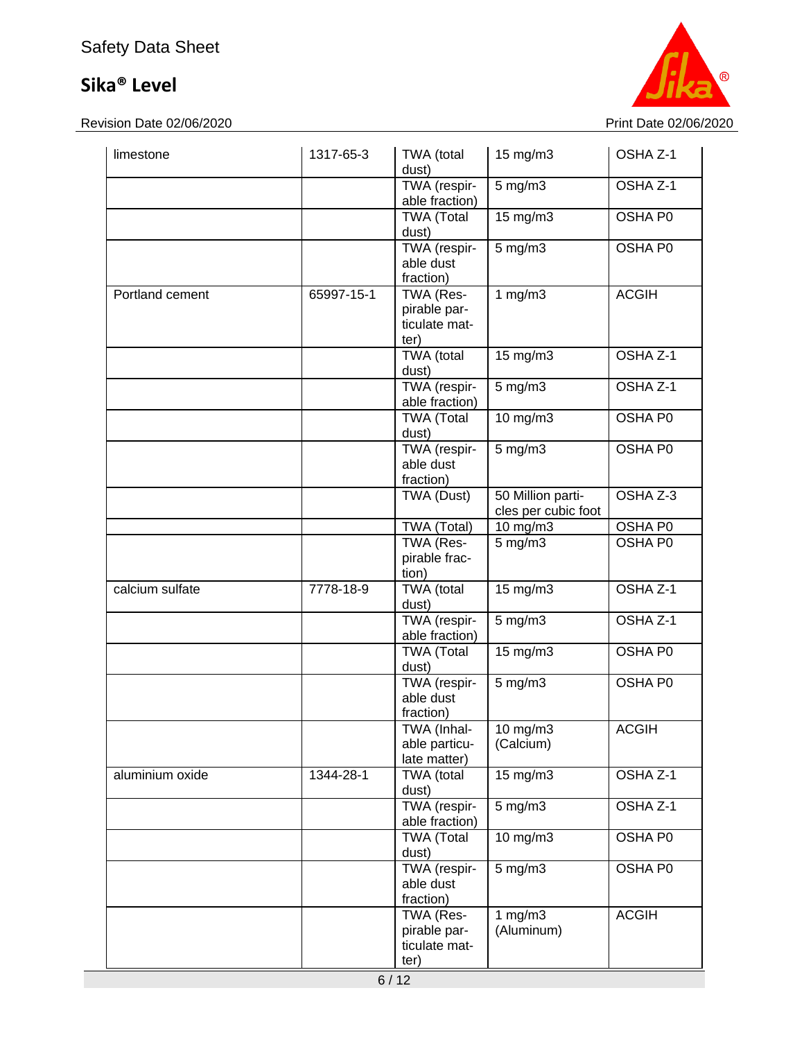| | | | | |
|---|---|---|---|---|
| limestone | 1317-65-3 | TWA (total dust) | 15 mg/m3 | OSHA Z-1 |
| | | TWA (respirable fraction) | 5 mg/m3 | OSHA Z-1 |
| | | TWA (Total dust) | 15 mg/m3 | OSHA P0 |
| | | TWA (respirable dust fraction) | 5 mg/m3 | OSHA P0 |
| Portland cement | 65997-15-1 | TWA (Respirable particulate matter) | 1 mg/m3 | ACGIH |
| | | TWA (total dust) | 15 mg/m3 | OSHA Z-1 |
| | | TWA (respirable fraction) | 5 mg/m3 | OSHA Z-1 |
| | | TWA (Total dust) | 10 mg/m3 | OSHA P0 |
| | | TWA (respirable dust fraction) | 5 mg/m3 | OSHA P0 |
| | | TWA (Dust) | 50 Million particles per cubic foot | OSHA Z-3 |
| | | TWA (Total) | 10 mg/m3 | OSHA P0 |
| | | TWA (Respirable fraction) | 5 mg/m3 | OSHA P0 |
| calcium sulfate | 7778-18-9 | TWA (total dust) | 15 mg/m3 | OSHA Z-1 |
| | | TWA (respirable fraction) | 5 mg/m3 | OSHA Z-1 |
| | | TWA (Total dust) | 15 mg/m3 | OSHA P0 |
| | | TWA (respirable dust fraction) | 5 mg/m3 | OSHA P0 |
| | | TWA (Inhalable particulate matter) | 10 mg/m3 (Calcium) | ACGIH |
| aluminium oxide | 1344-28-1 | TWA (total dust) | 15 mg/m3 | OSHA Z-1 |
| | | TWA (respirable fraction) | 5 mg/m3 | OSHA Z-1 |
| | | TWA (Total dust) | 10 mg/m3 | OSHA P0 |
| | | TWA (respirable dust fraction) | 5 mg/m3 | OSHA P0 |
| | | TWA (Respirable particulate matter) | 1 mg/m3 (Aluminum) | ACGIH |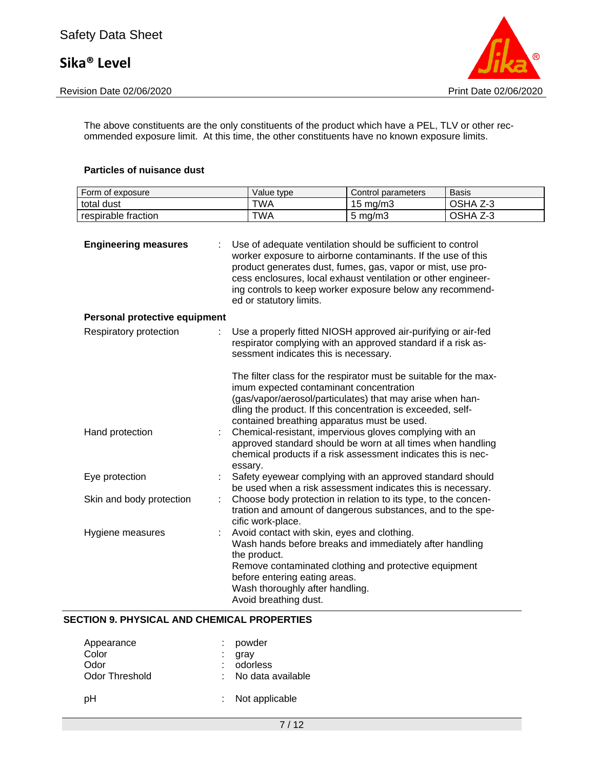The above constituents are the only constituents of the product which have a PEL, TLV or other recommended exposure limit. At this time, the other constituents have no known exposure limits.

**Particles of nuisance dust**

| Form of exposure | Value type | Control parameters | Basis |
| --- | --- | --- | --- |
| total dust | TWA | 15 mg/m3 | OSHA Z-3 |
| respirable fraction | TWA | 5 mg/m3 | OSHA Z-3 |

**Engineering measures** : Use of adequate ventilation should be sufficient to control worker exposure to airborne contaminants. If the use of this product generates dust, fumes, gas, vapor or mist, use process enclosures, local exhaust ventilation or other engineering controls to keep worker exposure below any recommended or statutory limits.

**Personal protective equipment**

Respiratory protection : Use a properly fitted NIOSH approved air-purifying or air-fed respirator complying with an approved standard if a risk assessment indicates this is necessary.

The filter class for the respirator must be suitable for the maximum expected contaminant concentration (gas/vapor/aerosol/particulates) that may arise when handling the product. If this concentration is exceeded, self-contained breathing apparatus must be used.

Hand protection : Chemical-resistant, impervious gloves complying with an approved standard should be worn at all times when handling chemical products if a risk assessment indicates this is necessary.

Eye protection : Safety eyewear complying with an approved standard should be used when a risk assessment indicates this is necessary.

Skin and body protection : Choose body protection in relation to its type, to the concentration and amount of dangerous substances, and to the specific work-place.

Hygiene measures : Avoid contact with skin, eyes and clothing.
Wash hands before breaks and immediately after handling the product.
Remove contaminated clothing and protective equipment before entering eating areas.
Wash thoroughly after handling.
Avoid breathing dust.

## SECTION 9. PHYSICAL AND CHEMICAL PROPERTIES

Appearance : powder
Color : gray
Odor : odorless
Odor Threshold : No data available

pH : Not applicable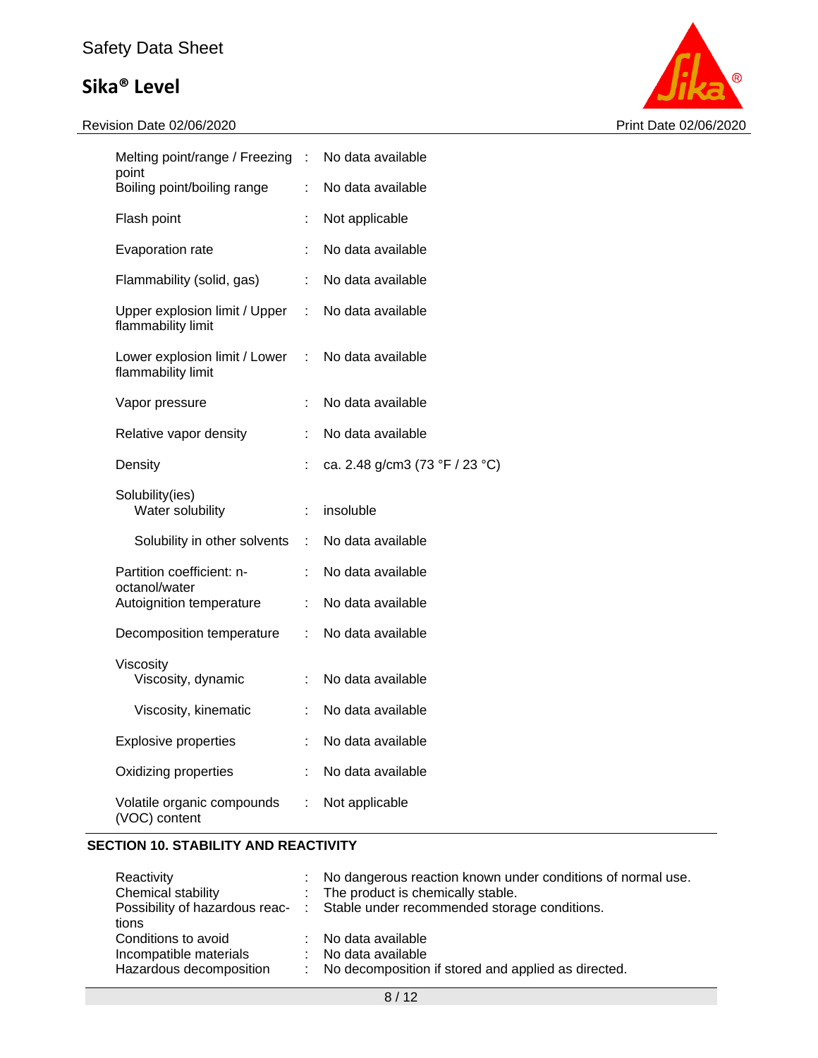| | | |
|---|---|---|
| Melting point/range / Freezing point | : | No data available |
| Boiling point/boiling range | : | No data available |
| Flash point | : | Not applicable |
| Evaporation rate | : | No data available |
| Flammability (solid, gas) | : | No data available |
| Upper explosion limit / Upper flammability limit | : | No data available |
| Lower explosion limit / Lower flammability limit | : | No data available |
| Vapor pressure | : | No data available |
| Relative vapor density | : | No data available |
| Density | : | ca. 2.48 g/cm3 (73 °F / 23 °C) |
| Solubility(ies) | | |
| Water solubility | : | insoluble |
| Solubility in other solvents | : | No data available |
| Partition coefficient: n-octanol/water | : | No data available |
| Autoignition temperature | : | No data available |
| Decomposition temperature | : | No data available |
| Viscosity | | |
| Viscosity, dynamic | : | No data available |
| Viscosity, kinematic | : | No data available |
| Explosive properties | : | No data available |
| Oxidizing properties | : | No data available |
| Volatile organic compounds (VOC) content | : | Not applicable |

## SECTION 10. STABILITY AND REACTIVITY

| | | |
|---|---|---|
| Reactivity | : | No dangerous reaction known under conditions of normal use. |
| Chemical stability | : | The product is chemically stable. |
| Possibility of hazardous reactions | : | Stable under recommended storage conditions. |
| Conditions to avoid | : | No data available |
| Incompatible materials | : | No data available |
| Hazardous decomposition | : | No decomposition if stored and applied as directed. |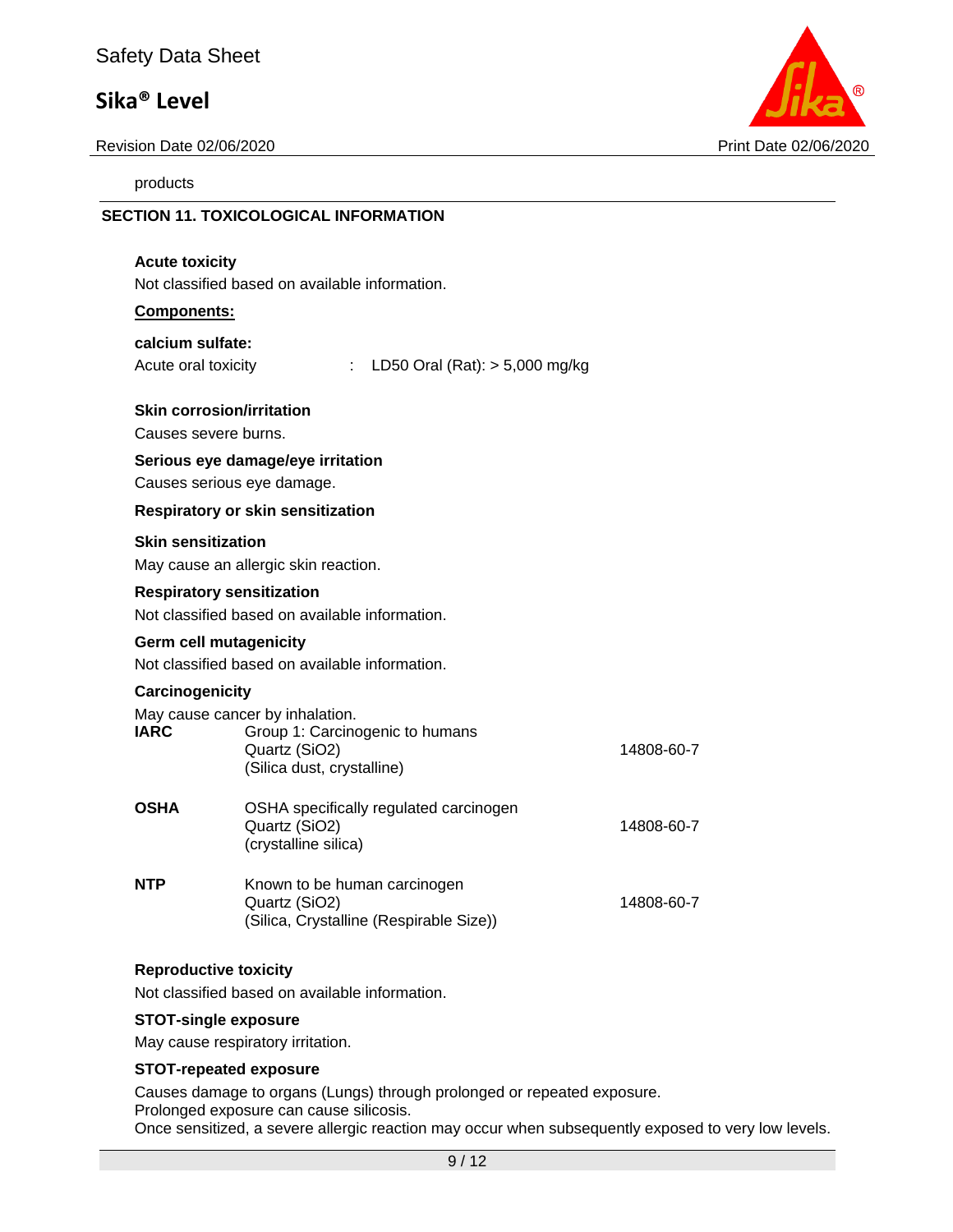products

## SECTION 11. TOXICOLOGICAL INFORMATION

**Acute toxicity**

Not classified based on available information.

**Components:**

**calcium sulfate:**

Acute oral toxicity : LD50 Oral (Rat): > 5,000 mg/kg

**Skin corrosion/irritation**

Causes severe burns.

**Serious eye damage/eye irritation**

Causes serious eye damage.

**Respiratory or skin sensitization**

**Skin sensitization**

May cause an allergic skin reaction.

**Respiratory sensitization**

Not classified based on available information.

**Germ cell mutagenicity**

Not classified based on available information.

**Carcinogenicity**

May cause cancer by inhalation.

| | | |
|---|---|---|
| **IARC** | Group 1: Carcinogenic to humans<br>Quartz (SiO2)<br>(Silica dust, crystalline) | 14808-60-7 |
| **OSHA** | OSHA specifically regulated carcinogen<br>Quartz (SiO2)<br>(crystalline silica) | 14808-60-7 |
| **NTP** | Known to be human carcinogen<br>Quartz (SiO2)<br>(Silica, Crystalline (Respirable Size)) | 14808-60-7 |

**Reproductive toxicity**

Not classified based on available information.

**STOT-single exposure**

May cause respiratory irritation.

**STOT-repeated exposure**

Causes damage to organs (Lungs) through prolonged or repeated exposure.
Prolonged exposure can cause silicosis.
Once sensitized, a severe allergic reaction may occur when subsequently exposed to very low levels.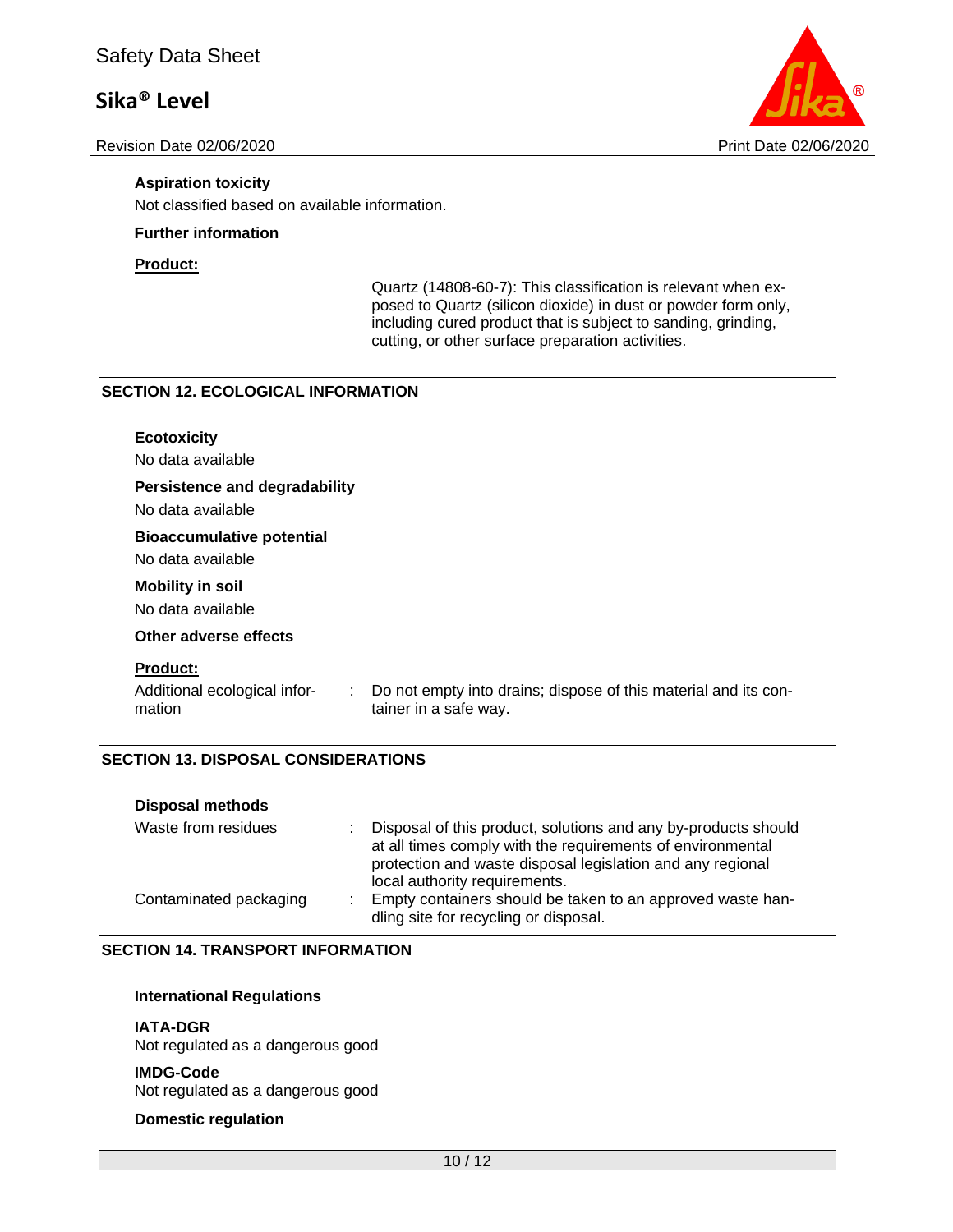**Aspiration toxicity**

Not classified based on available information.

**Further information**

**Product:**

Quartz (14808-60-7): This classification is relevant when exposed to Quartz (silicon dioxide) in dust or powder form only, including cured product that is subject to sanding, grinding, cutting, or other surface preparation activities.

## SECTION 12. ECOLOGICAL INFORMATION

**Ecotoxicity**

No data available

**Persistence and degradability**

No data available

**Bioaccumulative potential**

No data available

**Mobility in soil**

No data available

**Other adverse effects**

**Product:**

Additional ecological information : Do not empty into drains; dispose of this material and its container in a safe way.

## SECTION 13. DISPOSAL CONSIDERATIONS

**Disposal methods**

Waste from residues : Disposal of this product, solutions and any by-products should at all times comply with the requirements of environmental protection and waste disposal legislation and any regional local authority requirements.

Contaminated packaging : Empty containers should be taken to an approved waste handling site for recycling or disposal.

## SECTION 14. TRANSPORT INFORMATION

**International Regulations**

**IATA-DGR**

Not regulated as a dangerous good

**IMDG-Code**

Not regulated as a dangerous good

**Domestic regulation**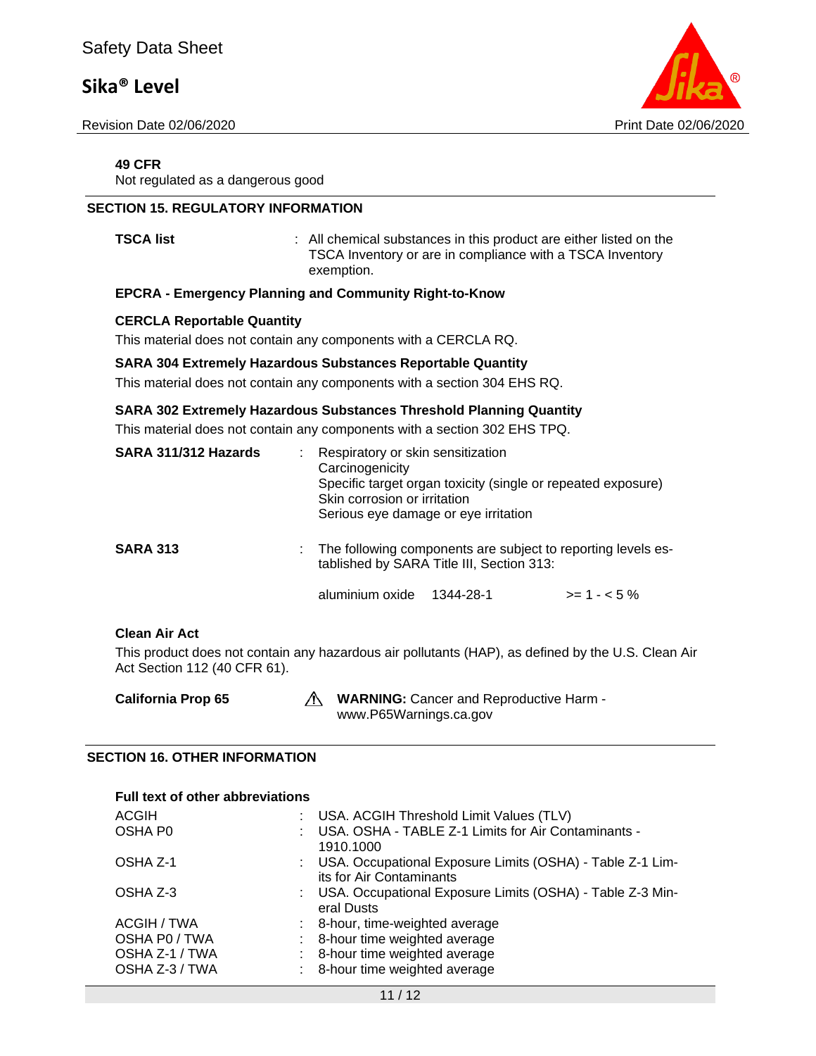**49 CFR**

Not regulated as a dangerous good

## SECTION 15. REGULATORY INFORMATION

**TSCA list** : All chemical substances in this product are either listed on the TSCA Inventory or are in compliance with a TSCA Inventory exemption.

**EPCRA - Emergency Planning and Community Right-to-Know**

**CERCLA Reportable Quantity**

This material does not contain any components with a CERCLA RQ.

**SARA 304 Extremely Hazardous Substances Reportable Quantity**

This material does not contain any components with a section 304 EHS RQ.

**SARA 302 Extremely Hazardous Substances Threshold Planning Quantity**

This material does not contain any components with a section 302 EHS TPQ.

**SARA 311/312 Hazards** : Respiratory or skin sensitization
Carcinogenicity
Specific target organ toxicity (single or repeated exposure)
Skin corrosion or irritation
Serious eye damage or eye irritation

**SARA 313** : The following components are subject to reporting levels established by SARA Title III, Section 313:

| | | |
|---|---|---|
| aluminium oxide | 1344-28-1 | >= 1 - < 5 % |

**Clean Air Act**

This product does not contain any hazardous air pollutants (HAP), as defined by the U.S. Clean Air Act Section 112 (40 CFR 61).

**California Prop 65** ⚠ **WARNING:** Cancer and Reproductive Harm - www.P65Warnings.ca.gov

## SECTION 16. OTHER INFORMATION

**Full text of other abbreviations**

| | |
|---|---|
| ACGIH | : USA. ACGIH Threshold Limit Values (TLV) |
| OSHA P0 | : USA. OSHA - TABLE Z-1 Limits for Air Contaminants - 1910.1000 |
| OSHA Z-1 | : USA. Occupational Exposure Limits (OSHA) - Table Z-1 Limits for Air Contaminants |
| OSHA Z-3 | : USA. Occupational Exposure Limits (OSHA) - Table Z-3 Mineral Dusts |
| ACGIH / TWA | : 8-hour, time-weighted average |
| OSHA P0 / TWA | : 8-hour time weighted average |
| OSHA Z-1 / TWA | : 8-hour time weighted average |
| OSHA Z-3 / TWA | : 8-hour time weighted average |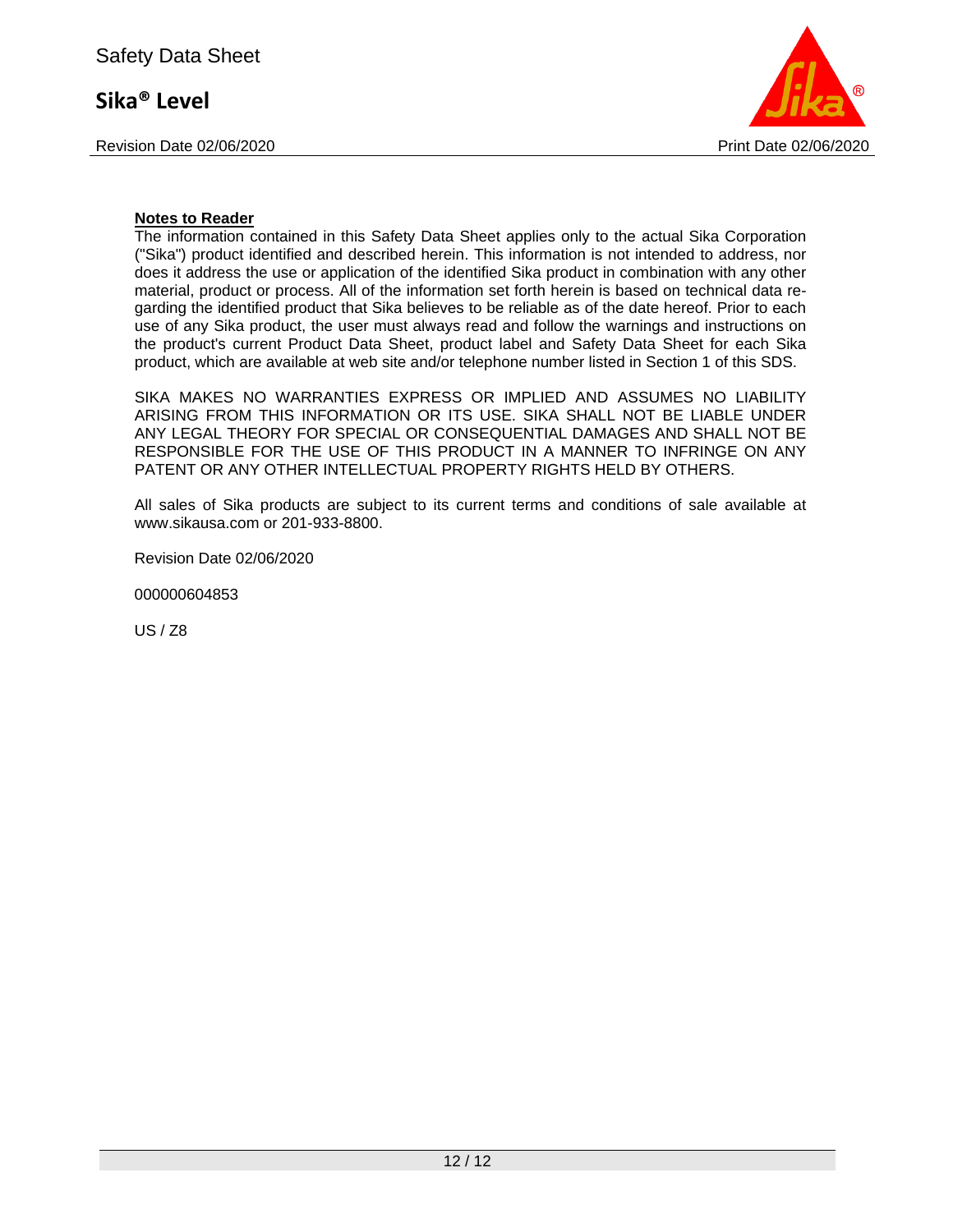**Notes to Reader**

The information contained in this Safety Data Sheet applies only to the actual Sika Corporation ("Sika") product identified and described herein. This information is not intended to address, nor does it address the use or application of the identified Sika product in combination with any other material, product or process. All of the information set forth herein is based on technical data regarding the identified product that Sika believes to be reliable as of the date hereof. Prior to each use of any Sika product, the user must always read and follow the warnings and instructions on the product's current Product Data Sheet, product label and Safety Data Sheet for each Sika product, which are available at web site and/or telephone number listed in Section 1 of this SDS.

SIKA MAKES NO WARRANTIES EXPRESS OR IMPLIED AND ASSUMES NO LIABILITY ARISING FROM THIS INFORMATION OR ITS USE. SIKA SHALL NOT BE LIABLE UNDER ANY LEGAL THEORY FOR SPECIAL OR CONSEQUENTIAL DAMAGES AND SHALL NOT BE RESPONSIBLE FOR THE USE OF THIS PRODUCT IN A MANNER TO INFRINGE ON ANY PATENT OR ANY OTHER INTELLECTUAL PROPERTY RIGHTS HELD BY OTHERS.

All sales of Sika products are subject to its current terms and conditions of sale available at www.sikausa.com or 201-933-8800.

Revision Date 02/06/2020

000000604853

US / Z8